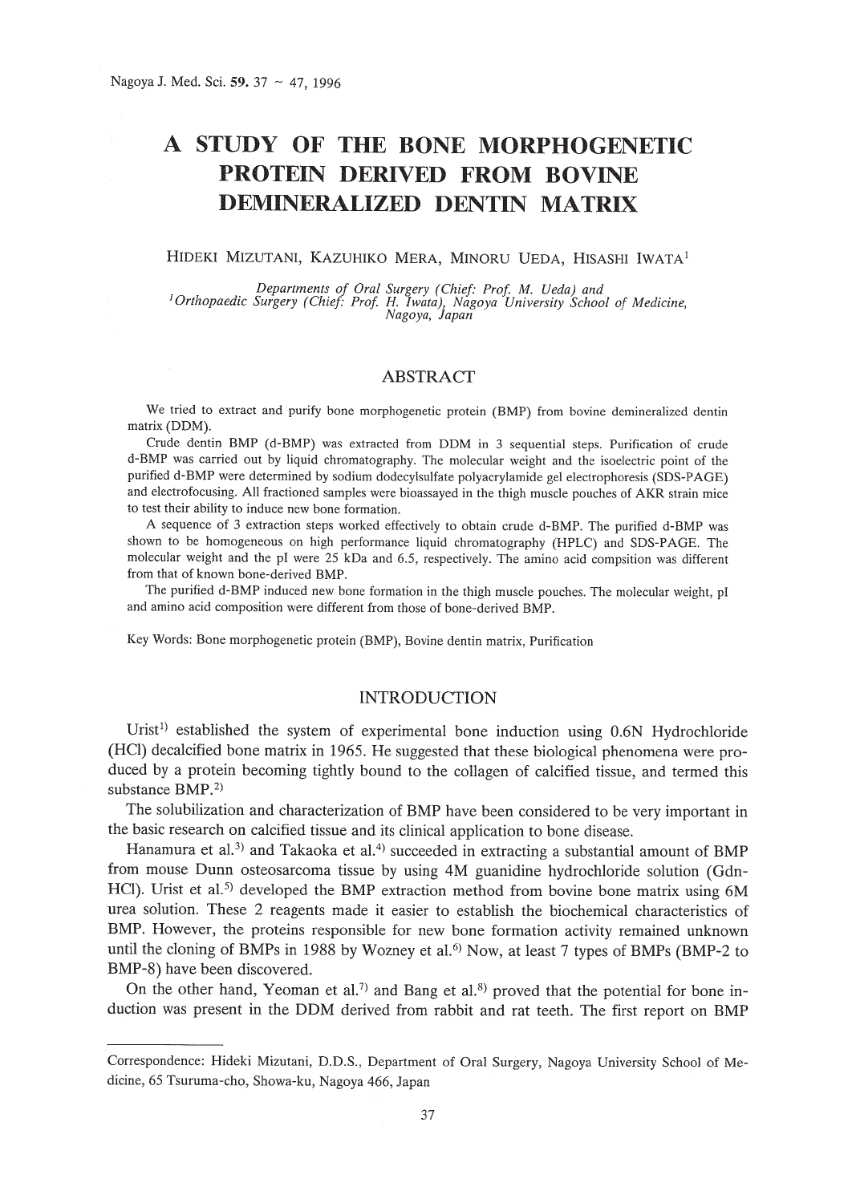# A STUDY OF THE BONE MORPHOGENETIC PROTEIN DERIVED FROM BOVINE DEMINERALIZED DENTIN MATRIX

HIDEKI MIZUTANI, KAZUHIKO MERA, MINORU UEDA, HISASHI IWATA[1]

*Departments of Oral Surgery (Chief: Prof. M. Ueda) and*
*[1]Orthopaedic Surgery (Chief: Prof. H. Iwata), Nagoya University School of Medicine, Nagoya, Japan*

## ABSTRACT

We tried to extract and purify bone morphogenetic protein (BMP) from bovine demineralized dentin matrix (DDM).

Crude dentin BMP (d-BMP) was extracted from DDM in 3 sequential steps. Purification of crude d-BMP was carried out by liquid chromatography. The molecular weight and the isoelectric point of the purified d-BMP were determined by sodium dodecylsulfate polyacrylamide gel electrophoresis (SDS-PAGE) and electrofocusing. All fractioned samples were bioassayed in the thigh muscle pouches of AKR strain mice to test their ability to induce new bone formation.

A sequence of 3 extraction steps worked effectively to obtain crude d-BMP. The purified d-BMP was shown to be homogeneous on high performance liquid chromatography (HPLC) and SDS-PAGE. The molecular weight and the pI were 25 kDa and 6.5, respectively. The amino acid compsition was different from that of known bone-derived BMP.

The purified d-BMP induced new bone formation in the thigh muscle pouches. The molecular weight, pI and amino acid composition were different from those of bone-derived BMP.

Key Words: Bone morphogenetic protein (BMP), Bovine dentin matrix, Purification

## INTRODUCTION

Urist[1] established the system of experimental bone induction using 0.6N Hydrochloride (HCl) decalcified bone matrix in 1965. He suggested that these biological phenomena were produced by a protein becoming tightly bound to the collagen of calcified tissue, and termed this substance BMP.[2]

The solubilization and characterization of BMP have been considered to be very important in the basic research on calcified tissue and its clinical application to bone disease.

Hanamura et al.[3] and Takaoka et al.[4] succeeded in extracting a substantial amount of BMP from mouse Dunn osteosarcoma tissue by using 4M guanidine hydrochloride solution (Gdn-HCl). Urist et al.[5] developed the BMP extraction method from bovine bone matrix using 6M urea solution. These 2 reagents made it easier to establish the biochemical characteristics of BMP. However, the proteins responsible for new bone formation activity remained unknown until the cloning of BMPs in 1988 by Wozney et al.[6] Now, at least 7 types of BMPs (BMP-2 to BMP-8) have been discovered.

On the other hand, Yeoman et al.[7] and Bang et al.[8] proved that the potential for bone induction was present in the DDM derived from rabbit and rat teeth. The first report on BMP

---

Correspondence: Hideki Mizutani, D.D.S., Department of Oral Surgery, Nagoya University School of Medicine, 65 Tsuruma-cho, Showa-ku, Nagoya 466, Japan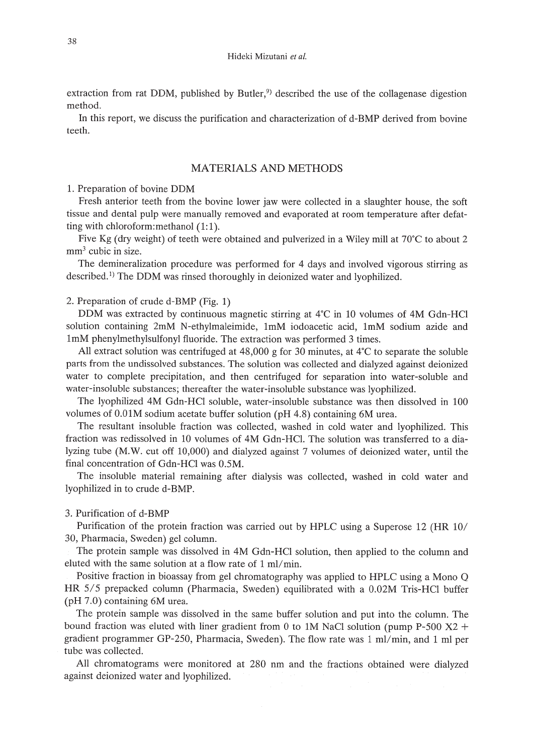extraction from rat DDM, published by Butler,[9] described the use of the collagenase digestion method.

In this report, we discuss the purification and characterization of d-BMP derived from bovine teeth.

## MATERIALS AND METHODS

### 1. Preparation of bovine DDM

Fresh anterior teeth from the bovine lower jaw were collected in a slaughter house, the soft tissue and dental pulp were manually removed and evaporated at room temperature after defatting with chloroform:methanol (1:1).

Five Kg (dry weight) of teeth were obtained and pulverized in a Wiley mill at 70°C to about 2 $mm^3$ cubic in size.

The demineralization procedure was performed for 4 days and involved vigorous stirring as described.[1] The DDM was rinsed thoroughly in deionized water and lyophilized.

### 2. Preparation of crude d-BMP (Fig. 1)

DDM was extracted by continuous magnetic stirring at 4°C in 10 volumes of 4M Gdn-HCl solution containing 2mM N-ethylmaleimide, 1mM iodoacetic acid, 1mM sodium azide and 1mM phenylmethylsulfonyl fluoride. The extraction was performed 3 times.

All extract solution was centrifuged at 48,000 g for 30 minutes, at 4°C to separate the soluble parts from the undissolved substances. The solution was collected and dialyzed against deionized water to complete precipitation, and then centrifuged for separation into water-soluble and water-insoluble substances; thereafter the water-insoluble substance was lyophilized.

The lyophilized 4M Gdn-HCl soluble, water-insoluble substance was then dissolved in 100 volumes of 0.01M sodium acetate buffer solution (pH 4.8) containing 6M urea.

The resultant insoluble fraction was collected, washed in cold water and lyophilized. This fraction was redissolved in 10 volumes of 4M Gdn-HCl. The solution was transferred to a dialyzing tube (M.W. cut off 10,000) and dialyzed against 7 volumes of deionized water, until the final concentration of Gdn-HCl was 0.5M.

The insoluble material remaining after dialysis was collected, washed in cold water and lyophilized in to crude d-BMP.

### 3. Purification of d-BMP

Purification of the protein fraction was carried out by HPLC using a Superose 12 (HR 10/30, Pharmacia, Sweden) gel column.

The protein sample was dissolved in 4M Gdn-HCl solution, then applied to the column and eluted with the same solution at a flow rate of 1 ml/min.

Positive fraction in bioassay from gel chromatography was applied to HPLC using a Mono Q HR 5/5 prepacked column (Pharmacia, Sweden) equilibrated with a 0.02M Tris-HCl buffer (pH 7.0) containing 6M urea.

The protein sample was dissolved in the same buffer solution and put into the column. The bound fraction was eluted with liner gradient from 0 to 1M NaCl solution (pump P-500 X2 + gradient programmer GP-250, Pharmacia, Sweden). The flow rate was 1 ml/min, and 1 ml per tube was collected.

All chromatograms were monitored at 280 nm and the fractions obtained were dialyzed against deionized water and lyophilized.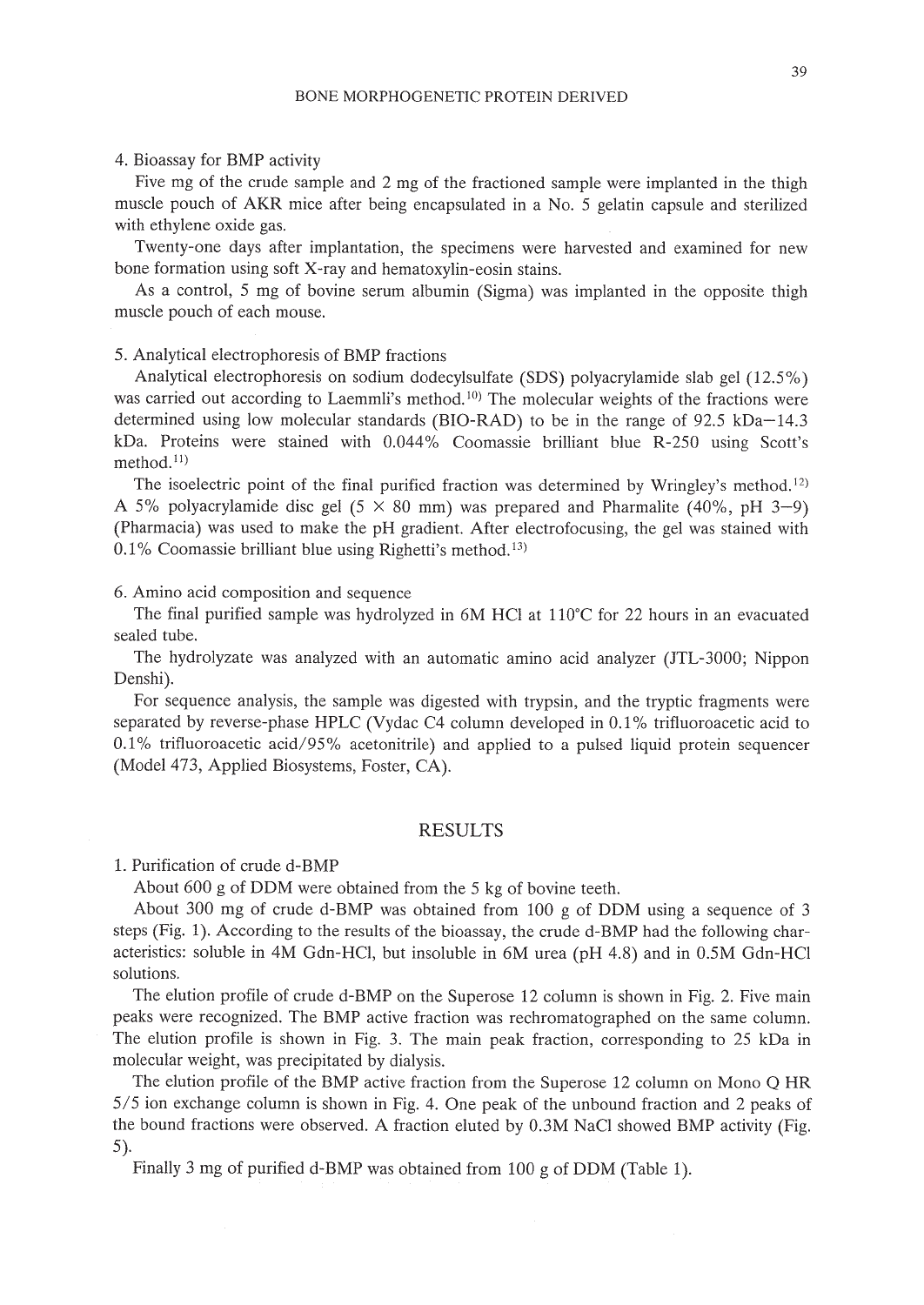4. Bioassay for BMP activity

Five mg of the crude sample and 2 mg of the fractioned sample were implanted in the thigh muscle pouch of AKR mice after being encapsulated in a No. 5 gelatin capsule and sterilized with ethylene oxide gas.

Twenty-one days after implantation, the specimens were harvested and examined for new bone formation using soft X-ray and hematoxylin-eosin stains.

As a control, 5 mg of bovine serum albumin (Sigma) was implanted in the opposite thigh muscle pouch of each mouse.

5. Analytical electrophoresis of BMP fractions

Analytical electrophoresis on sodium dodecylsulfate (SDS) polyacrylamide slab gel (12.5%) was carried out according to Laemmli's method.[10] The molecular weights of the fractions were determined using low molecular standards (BIO-RAD) to be in the range of 92.5 kDa−14.3 kDa. Proteins were stained with 0.044% Coomassie brilliant blue R-250 using Scott's method.[11]

The isoelectric point of the final purified fraction was determined by Wringley's method.[12] A 5% polyacrylamide disc gel (5 × 80 mm) was prepared and Pharmalite (40%, pH 3−9) (Pharmacia) was used to make the pH gradient. After electrofocusing, the gel was stained with 0.1% Coomassie brilliant blue using Righetti's method.[13]

6. Amino acid composition and sequence

The final purified sample was hydrolyzed in 6M HCl at 110°C for 22 hours in an evacuated sealed tube.

The hydrolyzate was analyzed with an automatic amino acid analyzer (JTL-3000; Nippon Denshi).

For sequence analysis, the sample was digested with trypsin, and the tryptic fragments were separated by reverse-phase HPLC (Vydac C4 column developed in 0.1% trifluoroacetic acid to 0.1% trifluoroacetic acid/95% acetonitrile) and applied to a pulsed liquid protein sequencer (Model 473, Applied Biosystems, Foster, CA).

## RESULTS

1. Purification of crude d-BMP

About 600 g of DDM were obtained from the 5 kg of bovine teeth.

About 300 mg of crude d-BMP was obtained from 100 g of DDM using a sequence of 3 steps (Fig. 1). According to the results of the bioassay, the crude d-BMP had the following characteristics: soluble in 4M Gdn-HCl, but insoluble in 6M urea (pH 4.8) and in 0.5M Gdn-HCl solutions.

The elution profile of crude d-BMP on the Superose 12 column is shown in Fig. 2. Five main peaks were recognized. The BMP active fraction was rechromatographed on the same column. The elution profile is shown in Fig. 3. The main peak fraction, corresponding to 25 kDa in molecular weight, was precipitated by dialysis.

The elution profile of the BMP active fraction from the Superose 12 column on Mono Q HR 5/5 ion exchange column is shown in Fig. 4. One peak of the unbound fraction and 2 peaks of the bound fractions were observed. A fraction eluted by 0.3M NaCl showed BMP activity (Fig. 5).

Finally 3 mg of purified d-BMP was obtained from 100 g of DDM (Table 1).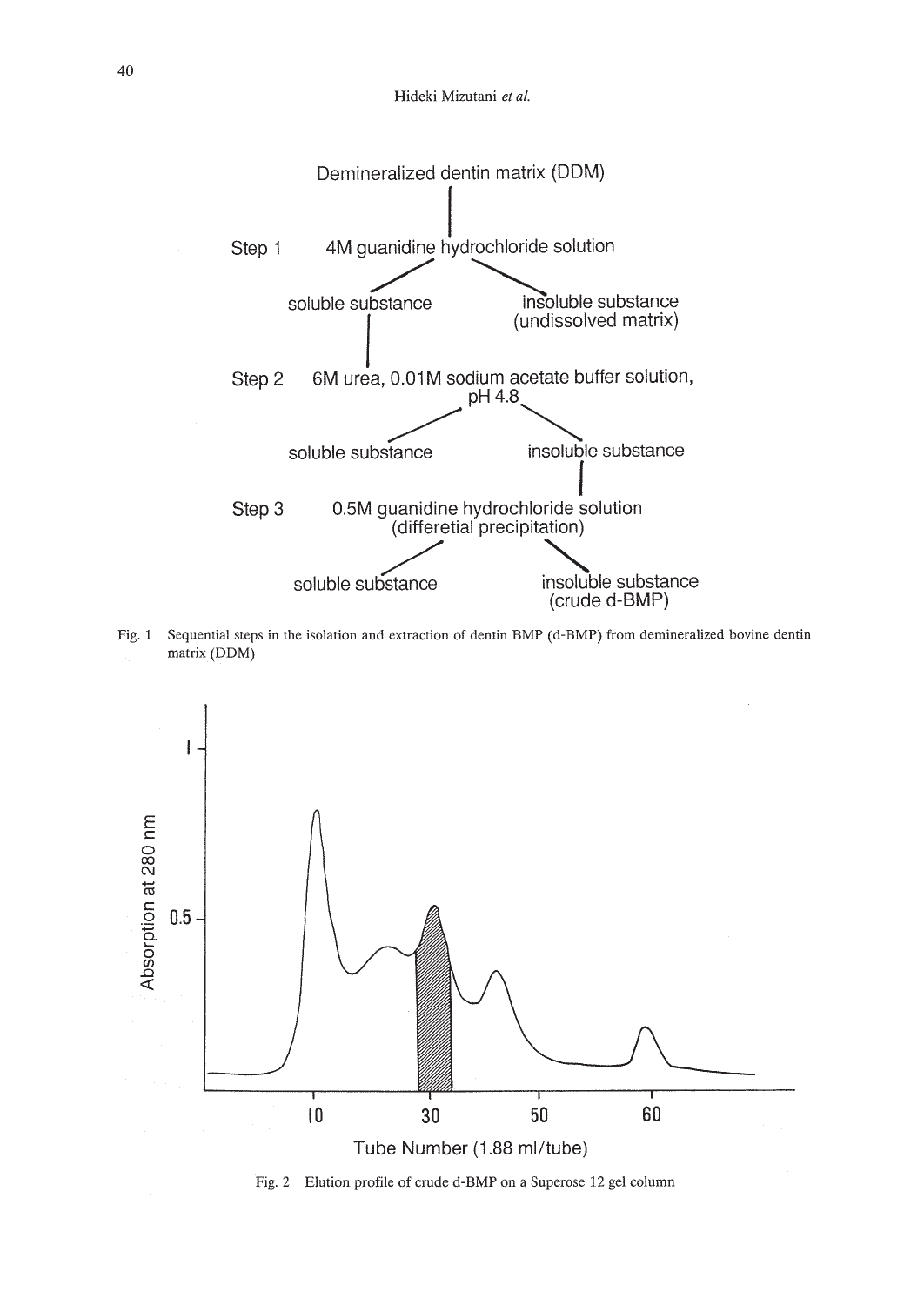Demineralized dentin matrix (DDM)

Step 1 4M guanidine hydrochloride solution

- soluble substance
- insoluble substance (undissolved matrix)

Step 2 6M urea, 0.01M sodium acetate buffer solution, pH 4.8

- soluble substance
- insoluble substance

Step 3 0.5M guanidine hydrochloride solution (differetial precipitation)

- soluble substance
- insoluble substance (crude d-BMP)

Fig. 1 Sequential steps in the isolation and extraction of dentin BMP (d-BMP) from demineralized bovine dentin matrix (DDM)

Fig. 2 Elution profile of crude d-BMP on a Superose 12 gel column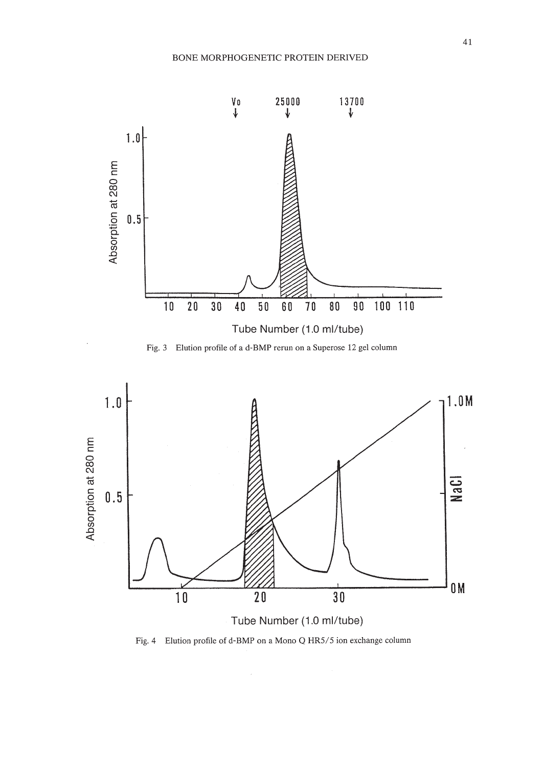Fig. 3 Elution profile of a d-BMP rerun on a Superose 12 gel column

Fig. 4 Elution profile of d-BMP on a Mono Q HR5/5 ion exchange column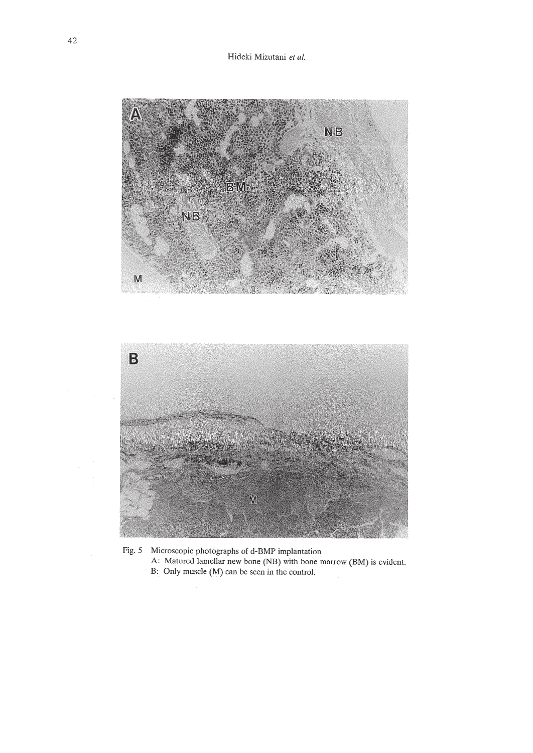Fig. 5 Microscopic photographs of d-BMP implantation

A: Matured lamellar new bone (NB) with bone marrow (BM) is evident.

B: Only muscle (M) can be seen in the control.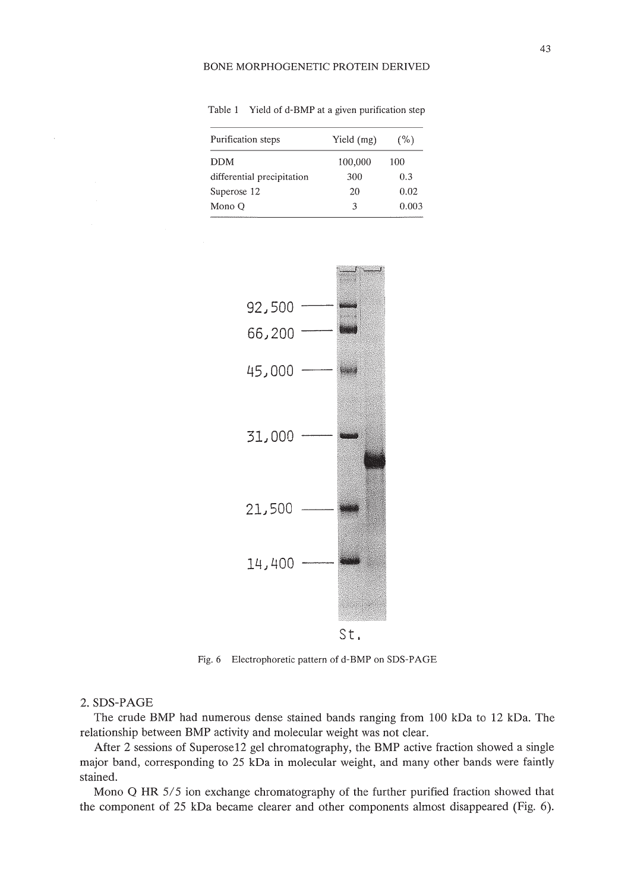Table 1 Yield of d-BMP at a given purification step

| Purification steps | Yield (mg) | (%) |
| --- | --- | --- |
| DDM | 100,000 | 100 |
| differential precipitation | 300 | 0.3 |
| Superose 12 | 20 | 0.02 |
| Mono Q | 3 | 0.003 |

Fig. 6 Electrophoretic pattern of d-BMP on SDS-PAGE

## 2. SDS-PAGE

The crude BMP had numerous dense stained bands ranging from 100 kDa to 12 kDa. The relationship between BMP activity and molecular weight was not clear.

After 2 sessions of Superose12 gel chromatography, the BMP active fraction showed a single major band, corresponding to 25 kDa in molecular weight, and many other bands were faintly stained.

Mono Q HR 5/5 ion exchange chromatography of the further purified fraction showed that the component of 25 kDa became clearer and other components almost disappeared (Fig. 6).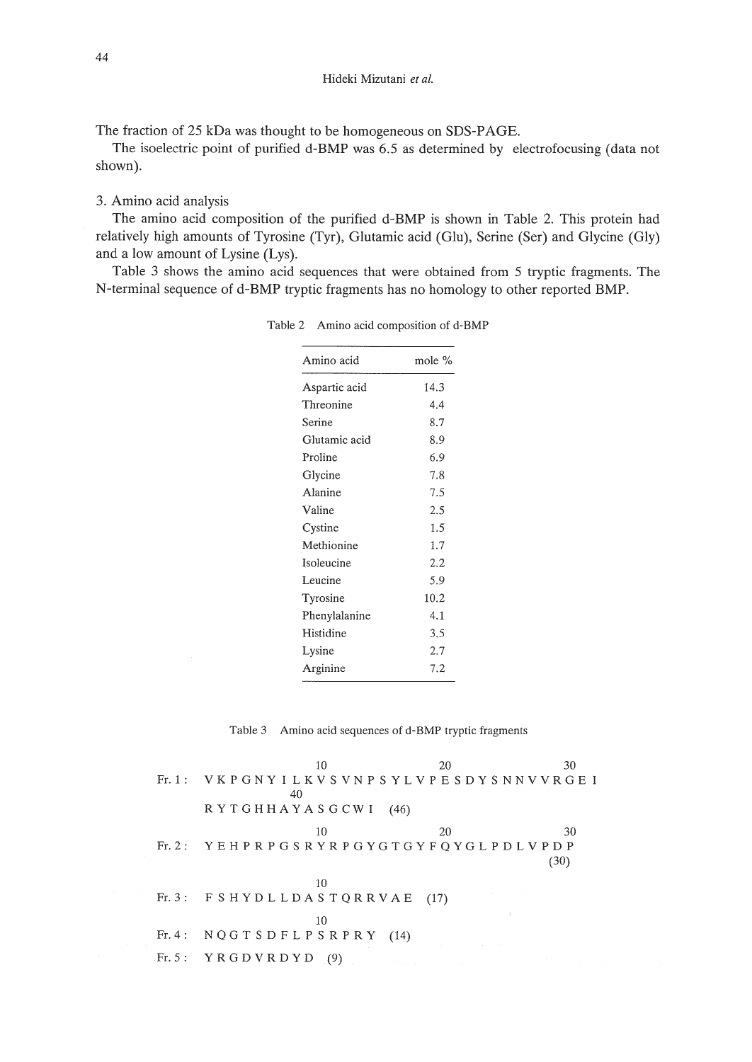The fraction of 25 kDa was thought to be homogeneous on SDS-PAGE.

The isoelectric point of purified d-BMP was 6.5 as determined by electrofocusing (data not shown).

## 3. Amino acid analysis

The amino acid composition of the purified d-BMP is shown in Table 2. This protein had relatively high amounts of Tyrosine (Tyr), Glutamic acid (Glu), Serine (Ser) and Glycine (Gly) and a low amount of Lysine (Lys).

Table 3 shows the amino acid sequences that were obtained from 5 tryptic fragments. The N-terminal sequence of d-BMP tryptic fragments has no homology to other reported BMP.

Table 2 Amino acid composition of d-BMP

| Amino acid | mole % |
|---|---|
| Aspartic acid | 14.3 |
| Threonine | 4.4 |
| Serine | 8.7 |
| Glutamic acid | 8.9 |
| Proline | 6.9 |
| Glycine | 7.8 |
| Alanine | 7.5 |
| Valine | 2.5 |
| Cystine | 1.5 |
| Methionine | 1.7 |
| Isoleucine | 2.2 |
| Leucine | 5.9 |
| Tyrosine | 10.2 |
| Phenylalanine | 4.1 |
| Histidine | 3.5 |
| Lysine | 2.7 |
| Arginine | 7.2 |

Table 3 Amino acid sequences of d-BMP tryptic fragments

```
                        10                   20                   30
Fr. 1 :  V K P G N Y I L K V S V N P S Y L V P E S D Y S N N V V R G E I
                        40
         R Y T G H H A Y A S G C W I   (46)

                        10                   20                   30
Fr. 2 :  Y E H P R P G S R Y R P G Y G T G Y F Q Y G L P D L V P D P
                                                                (30)

                        10
Fr. 3 :  F S H Y D L L D A S T Q R R V A E   (17)

                        10
Fr. 4 :  N Q G T S D F L P S R P R Y   (14)

Fr. 5 :  Y R G D V R D Y D   (9)
```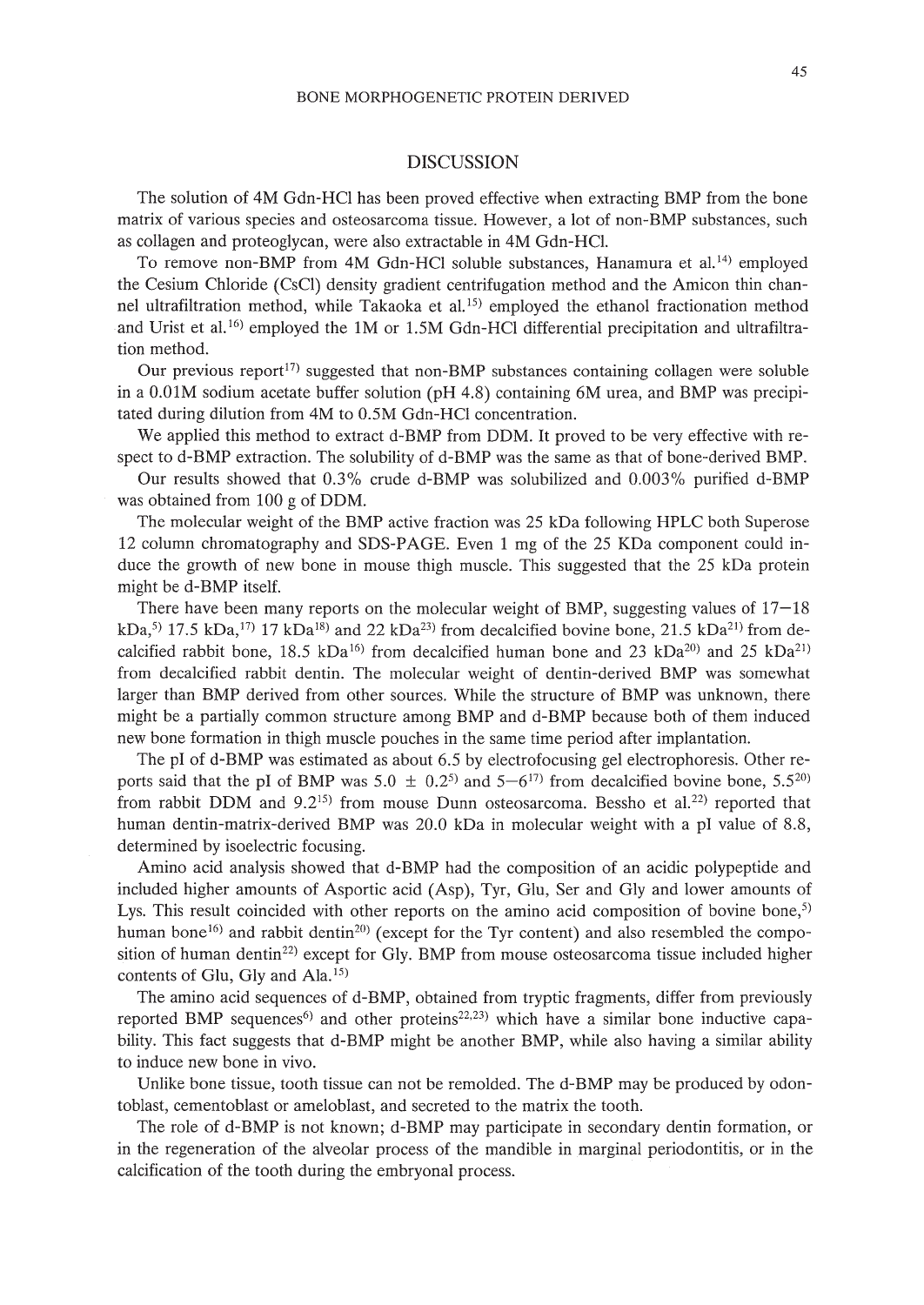## DISCUSSION

The solution of 4M Gdn-HCl has been proved effective when extracting BMP from the bone matrix of various species and osteosarcoma tissue. However, a lot of non-BMP substances, such as collagen and proteoglycan, were also extractable in 4M Gdn-HCl.

To remove non-BMP from 4M Gdn-HCl soluble substances, Hanamura et al.[14] employed the Cesium Chloride (CsCl) density gradient centrifugation method and the Amicon thin channel ultrafiltration method, while Takaoka et al.[15] employed the ethanol fractionation method and Urist et al.[16] employed the 1M or 1.5M Gdn-HCl differential precipitation and ultrafiltration method.

Our previous report[17] suggested that non-BMP substances containing collagen were soluble in a 0.01M sodium acetate buffer solution (pH 4.8) containing 6M urea, and BMP was precipitated during dilution from 4M to 0.5M Gdn-HCl concentration.

We applied this method to extract d-BMP from DDM. It proved to be very effective with respect to d-BMP extraction. The solubility of d-BMP was the same as that of bone-derived BMP.

Our results showed that 0.3% crude d-BMP was solubilized and 0.003% purified d-BMP was obtained from 100 g of DDM.

The molecular weight of the BMP active fraction was 25 kDa following HPLC both Superose 12 column chromatography and SDS-PAGE. Even 1 mg of the 25 KDa component could induce the growth of new bone in mouse thigh muscle. This suggested that the 25 kDa protein might be d-BMP itself.

There have been many reports on the molecular weight of BMP, suggesting values of 17—18 kDa,[5] 17.5 kDa,[17] 17 kDa[18] and 22 kDa[23] from decalcified bovine bone, 21.5 kDa[21] from decalcified rabbit bone, 18.5 kDa[16] from decalcified human bone and 23 kDa[20] and 25 kDa[21] from decalcified rabbit dentin. The molecular weight of dentin-derived BMP was somewhat larger than BMP derived from other sources. While the structure of BMP was unknown, there might be a partially common structure among BMP and d-BMP because both of them induced new bone formation in thigh muscle pouches in the same time period after implantation.

The pI of d-BMP was estimated as about 6.5 by electrofocusing gel electrophoresis. Other reports said that the pI of BMP was $5.0 \pm 0.2$[5] and 5—6[17] from decalcified bovine bone, 5.5[20] from rabbit DDM and 9.2[15] from mouse Dunn osteosarcoma. Bessho et al.[22] reported that human dentin-matrix-derived BMP was 20.0 kDa in molecular weight with a pI value of 8.8, determined by isoelectric focusing.

Amino acid analysis showed that d-BMP had the composition of an acidic polypeptide and included higher amounts of Asportic acid (Asp), Tyr, Glu, Ser and Gly and lower amounts of Lys. This result coincided with other reports on the amino acid composition of bovine bone,[5] human bone[16] and rabbit dentin[20] (except for the Tyr content) and also resembled the composition of human dentin[22] except for Gly. BMP from mouse osteosarcoma tissue included higher contents of Glu, Gly and Ala.[15]

The amino acid sequences of d-BMP, obtained from tryptic fragments, differ from previously reported BMP sequences[6] and other proteins[22,23] which have a similar bone inductive capability. This fact suggests that d-BMP might be another BMP, while also having a similar ability to induce new bone in vivo.

Unlike bone tissue, tooth tissue can not be remolded. The d-BMP may be produced by odontoblast, cementoblast or ameloblast, and secreted to the matrix the tooth.

The role of d-BMP is not known; d-BMP may participate in secondary dentin formation, or in the regeneration of the alveolar process of the mandible in marginal periodontitis, or in the calcification of the tooth during the embryonal process.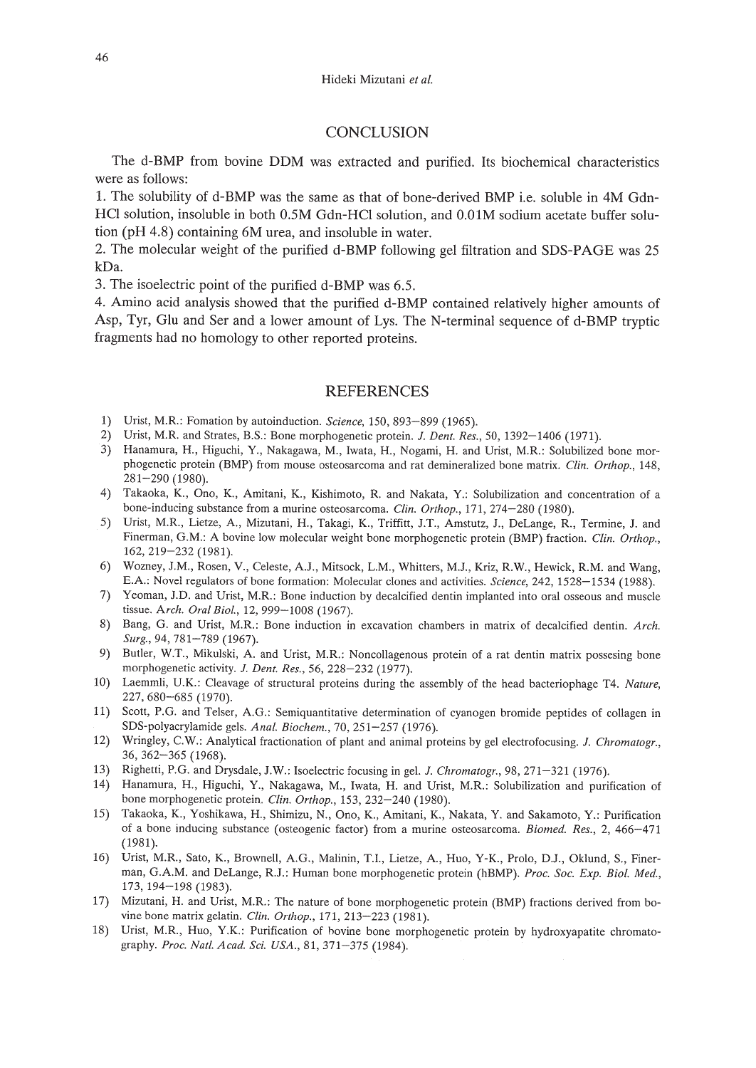## CONCLUSION

The d-BMP from bovine DDM was extracted and purified. Its biochemical characteristics were as follows:

1. The solubility of d-BMP was the same as that of bone-derived BMP i.e. soluble in 4M Gdn-HCl solution, insoluble in both 0.5M Gdn-HCl solution, and 0.01M sodium acetate buffer solution (pH 4.8) containing 6M urea, and insoluble in water.
2. The molecular weight of the purified d-BMP following gel filtration and SDS-PAGE was 25 kDa.
3. The isoelectric point of the purified d-BMP was 6.5.
4. Amino acid analysis showed that the purified d-BMP contained relatively higher amounts of Asp, Tyr, Glu and Ser and a lower amount of Lys. The N-terminal sequence of d-BMP tryptic fragments had no homology to other reported proteins.

## REFERENCES

1) Urist, M.R.: Fomation by autoinduction. *Science*, 150, 893–899 (1965).
2) Urist, M.R. and Strates, B.S.: Bone morphogenetic protein. *J. Dent. Res.*, 50, 1392–1406 (1971).
3) Hanamura, H., Higuchi, Y., Nakagawa, M., Iwata, H., Nogami, H. and Urist, M.R.: Solubilized bone morphogenetic protein (BMP) from mouse osteosarcoma and rat demineralized bone matrix. *Clin. Orthop.*, 148, 281–290 (1980).
4) Takaoka, K., Ono, K., Amitani, K., Kishimoto, R. and Nakata, Y.: Solubilization and concentration of a bone-inducing substance from a murine osteosarcoma. *Clin. Orthop.*, 171, 274–280 (1980).
5) Urist, M.R., Lietze, A., Mizutani, H., Takagi, K., Triffitt, J.T., Amstutz, J., DeLange, R., Termine, J. and Finerman, G.M.: A bovine low molecular weight bone morphogenetic protein (BMP) fraction. *Clin. Orthop.*, 162, 219–232 (1981).
6) Wozney, J.M., Rosen, V., Celeste, A.J., Mitsock, L.M., Whitters, M.J., Kriz, R.W., Hewick, R.M. and Wang, E.A.: Novel regulators of bone formation: Molecular clones and activities. *Science*, 242, 1528–1534 (1988).
7) Yeoman, J.D. and Urist, M.R.: Bone induction by decalcified dentin implanted into oral osseous and muscle tissue. *Arch. Oral Biol.*, 12, 999–1008 (1967).
8) Bang, G. and Urist, M.R.: Bone induction in excavation chambers in matrix of decalcified dentin. *Arch. Surg.*, 94, 781–789 (1967).
9) Butler, W.T., Mikulski, A. and Urist, M.R.: Noncollagenous protein of a rat dentin matrix possesing bone morphogenetic activity. *J. Dent. Res.*, 56, 228–232 (1977).
10) Laemmli, U.K.: Cleavage of structural proteins during the assembly of the head bacteriophage T4. *Nature*, 227, 680–685 (1970).
11) Scott, P.G. and Telser, A.G.: Semiquantitative determination of cyanogen bromide peptides of collagen in SDS-polyacrylamide gels. *Anal. Biochem.*, 70, 251–257 (1976).
12) Wringley, C.W.: Analytical fractionation of plant and animal proteins by gel electrofocusing. *J. Chromatogr.*, 36, 362–365 (1968).
13) Righetti, P.G. and Drysdale, J.W.: Isoelectric focusing in gel. *J. Chromatogr.*, 98, 271–321 (1976).
14) Hanamura, H., Higuchi, Y., Nakagawa, M., Iwata, H. and Urist, M.R.: Solubilization and purification of bone morphogenetic protein. *Clin. Orthop.*, 153, 232–240 (1980).
15) Takaoka, K., Yoshikawa, H., Shimizu, N., Ono, K., Amitani, K., Nakata, Y. and Sakamoto, Y.: Purification of a bone inducing substance (osteogenic factor) from a murine osteosarcoma. *Biomed. Res.*, 2, 466–471 (1981).
16) Urist, M.R., Sato, K., Brownell, A.G., Malinin, T.I., Lietze, A., Huo, Y-K., Prolo, D.J., Oklund, S., Finerman, G.A.M. and DeLange, R.J.: Human bone morphogenetic protein (hBMP). *Proc. Soc. Exp. Biol. Med.*, 173, 194–198 (1983).
17) Mizutani, H. and Urist, M.R.: The nature of bone morphogenetic protein (BMP) fractions derived from bovine bone matrix gelatin. *Clin. Orthop.*, 171, 213–223 (1981).
18) Urist, M.R., Huo, Y.K.: Purification of bovine bone morphogenetic protein by hydroxyapatite chromatography. *Proc. Natl. Acad. Sci. USA.*, 81, 371–375 (1984).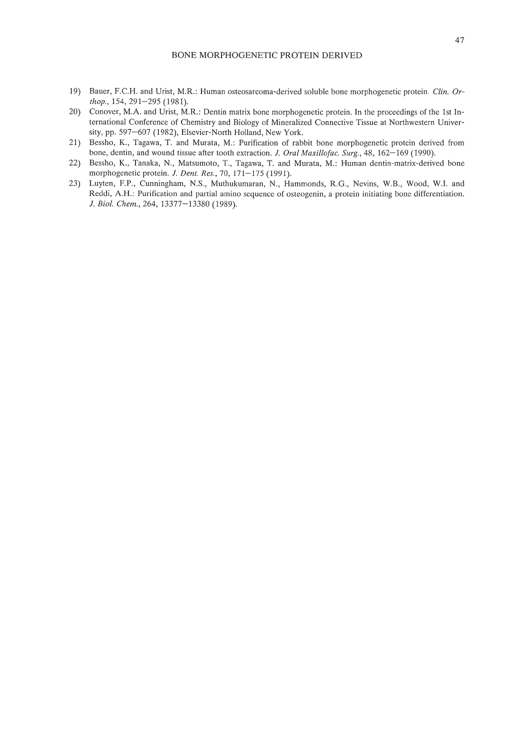19) Bauer, F.C.H. and Urist, M.R.: Human osteosarcoma-derived soluble bone morphogenetic protein. *Clin. Orthop.*, 154, 291–295 (1981).
20) Conover, M.A. and Urist, M.R.: Dentin matrix bone morphogenetic protein. In the proceedings of the 1st International Conference of Chemistry and Biology of Mineralized Connective Tissue at Northwestern University, pp. 597–607 (1982), Elsevier-North Holland, New York.
21) Bessho, K., Tagawa, T. and Murata, M.: Purification of rabbit bone morphogenetic protein derived from bone, dentin, and wound tissue after tooth extraction. *J. Oral Maxillofac. Surg.*, 48, 162–169 (1990).
22) Bessho, K., Tanaka, N., Matsumoto, T., Tagawa, T. and Murata, M.: Human dentin-matrix-derived bone morphogenetic protein. *J. Dent. Res.*, 70, 171–175 (1991).
23) Luyten, F.P., Cunningham, N.S., Muthukumaran, N., Hammonds, R.G., Nevins, W.B., Wood, W.I. and Reddi, A.H.: Purification and partial amino sequence of osteogenin, a protein initiating bone differentiation. *J. Biol. Chem.*, 264, 13377–13380 (1989).